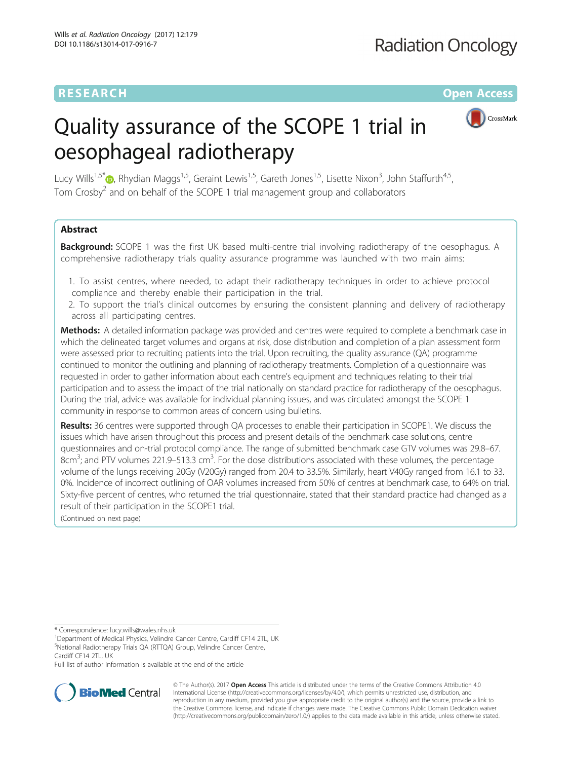RESEARCH Open Access

# Quality assurance of the SCOPE 1 trial in oesophageal radiotherapy

Lucy Wills[1,5*], Rhydian Maggs[1,5], Geraint Lewis[1,5], Gareth Jones[1,5], Lisette Nixon[3], John Staffurth[4,5], Tom Crosby[2] and on behalf of the SCOPE 1 trial management group and collaborators

## Abstract

**Background:** SCOPE 1 was the first UK based multi-centre trial involving radiotherapy of the oesophagus. A comprehensive radiotherapy trials quality assurance programme was launched with two main aims:

1. To assist centres, where needed, to adapt their radiotherapy techniques in order to achieve protocol compliance and thereby enable their participation in the trial.
2. To support the trial's clinical outcomes by ensuring the consistent planning and delivery of radiotherapy across all participating centres.

**Methods:** A detailed information package was provided and centres were required to complete a benchmark case in which the delineated target volumes and organs at risk, dose distribution and completion of a plan assessment form were assessed prior to recruiting patients into the trial. Upon recruiting, the quality assurance (QA) programme continued to monitor the outlining and planning of radiotherapy treatments. Completion of a questionnaire was requested in order to gather information about each centre's equipment and techniques relating to their trial participation and to assess the impact of the trial nationally on standard practice for radiotherapy of the oesophagus. During the trial, advice was available for individual planning issues, and was circulated amongst the SCOPE 1 community in response to common areas of concern using bulletins.

**Results:** 36 centres were supported through QA processes to enable their participation in SCOPE1. We discuss the issues which have arisen throughout this process and present details of the benchmark case solutions, centre questionnaires and on-trial protocol compliance. The range of submitted benchmark case GTV volumes was 29.8–67.8cm$^3$; and PTV volumes 221.9–513.3 cm$^3$. For the dose distributions associated with these volumes, the percentage volume of the lungs receiving 20Gy (V20Gy) ranged from 20.4 to 33.5%. Similarly, heart V40Gy ranged from 16.1 to 33.0%. Incidence of incorrect outlining of OAR volumes increased from 50% of centres at benchmark case, to 64% on trial. Sixty-five percent of centres, who returned the trial questionnaire, stated that their standard practice had changed as a result of their participation in the SCOPE1 trial.

(Continued on next page)

\* Correspondence: lucy.wills@wales.nhs.uk
[1]Department of Medical Physics, Velindre Cancer Centre, Cardiff CF14 2TL, UK
[5]National Radiotherapy Trials QA (RTTQA) Group, Velindre Cancer Centre, Cardiff CF14 2TL, UK
Full list of author information is available at the end of the article

© The Author(s). 2017 **Open Access** This article is distributed under the terms of the Creative Commons Attribution 4.0 International License (http://creativecommons.org/licenses/by/4.0/), which permits unrestricted use, distribution, and reproduction in any medium, provided you give appropriate credit to the original author(s) and the source, provide a link to the Creative Commons license, and indicate if changes were made. The Creative Commons Public Domain Dedication waiver (http://creativecommons.org/publicdomain/zero/1.0/) applies to the data made available in this article, unless otherwise stated.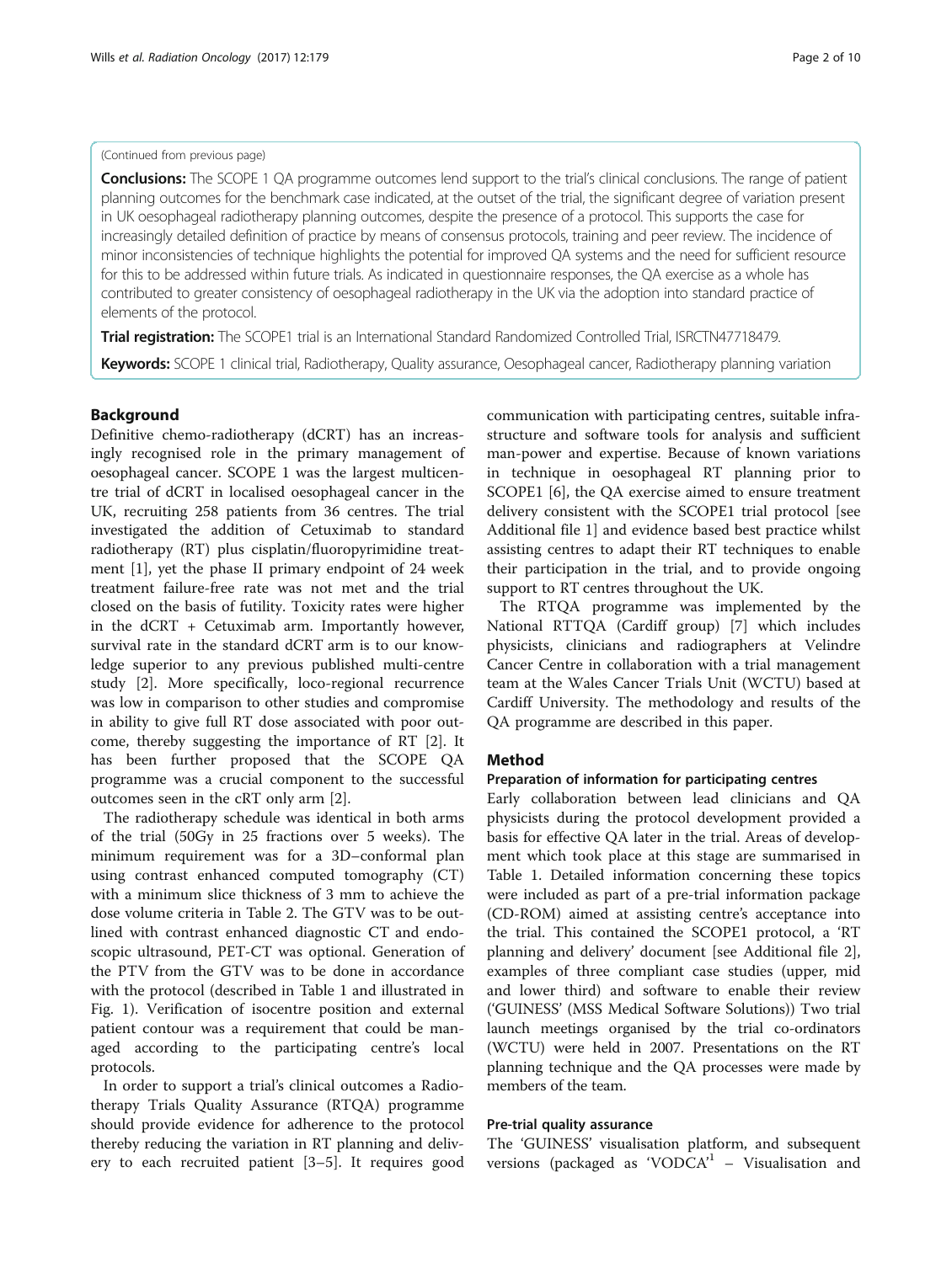(Continued from previous page)

**Conclusions:** The SCOPE 1 QA programme outcomes lend support to the trial's clinical conclusions. The range of patient planning outcomes for the benchmark case indicated, at the outset of the trial, the significant degree of variation present in UK oesophageal radiotherapy planning outcomes, despite the presence of a protocol. This supports the case for increasingly detailed definition of practice by means of consensus protocols, training and peer review. The incidence of minor inconsistencies of technique highlights the potential for improved QA systems and the need for sufficient resource for this to be addressed within future trials. As indicated in questionnaire responses, the QA exercise as a whole has contributed to greater consistency of oesophageal radiotherapy in the UK via the adoption into standard practice of elements of the protocol.

**Trial registration:** The SCOPE1 trial is an International Standard Randomized Controlled Trial, ISRCTN47718479.

**Keywords:** SCOPE 1 clinical trial, Radiotherapy, Quality assurance, Oesophageal cancer, Radiotherapy planning variation

## Background

Definitive chemo-radiotherapy (dCRT) has an increasingly recognised role in the primary management of oesophageal cancer. SCOPE 1 was the largest multicentre trial of dCRT in localised oesophageal cancer in the UK, recruiting 258 patients from 36 centres. The trial investigated the addition of Cetuximab to standard radiotherapy (RT) plus cisplatin/fluoropyrimidine treatment [1], yet the phase II primary endpoint of 24 week treatment failure-free rate was not met and the trial closed on the basis of futility. Toxicity rates were higher in the dCRT + Cetuximab arm. Importantly however, survival rate in the standard dCRT arm is to our knowledge superior to any previous published multi-centre study [2]. More specifically, loco-regional recurrence was low in comparison to other studies and compromise in ability to give full RT dose associated with poor outcome, thereby suggesting the importance of RT [2]. It has been further proposed that the SCOPE QA programme was a crucial component to the successful outcomes seen in the cRT only arm [2].

The radiotherapy schedule was identical in both arms of the trial (50Gy in 25 fractions over 5 weeks). The minimum requirement was for a 3D–conformal plan using contrast enhanced computed tomography (CT) with a minimum slice thickness of 3 mm to achieve the dose volume criteria in Table 2. The GTV was to be outlined with contrast enhanced diagnostic CT and endoscopic ultrasound, PET-CT was optional. Generation of the PTV from the GTV was to be done in accordance with the protocol (described in Table 1 and illustrated in Fig. 1). Verification of isocentre position and external patient contour was a requirement that could be managed according to the participating centre's local protocols.

In order to support a trial's clinical outcomes a Radiotherapy Trials Quality Assurance (RTQA) programme should provide evidence for adherence to the protocol thereby reducing the variation in RT planning and delivery to each recruited patient [3–5]. It requires good communication with participating centres, suitable infrastructure and software tools for analysis and sufficient man-power and expertise. Because of known variations in technique in oesophageal RT planning prior to SCOPE1 [6], the QA exercise aimed to ensure treatment delivery consistent with the SCOPE1 trial protocol [see Additional file 1] and evidence based best practice whilst assisting centres to adapt their RT techniques to enable their participation in the trial, and to provide ongoing support to RT centres throughout the UK.

The RTQA programme was implemented by the National RTTQA (Cardiff group) [7] which includes physicists, clinicians and radiographers at Velindre Cancer Centre in collaboration with a trial management team at the Wales Cancer Trials Unit (WCTU) based at Cardiff University. The methodology and results of the QA programme are described in this paper.

## Method

### Preparation of information for participating centres

Early collaboration between lead clinicians and QA physicists during the protocol development provided a basis for effective QA later in the trial. Areas of development which took place at this stage are summarised in Table 1. Detailed information concerning these topics were included as part of a pre-trial information package (CD-ROM) aimed at assisting centre's acceptance into the trial. This contained the SCOPE1 protocol, a 'RT planning and delivery' document [see Additional file 2], examples of three compliant case studies (upper, mid and lower third) and software to enable their review ('GUINESS' (MSS Medical Software Solutions)) Two trial launch meetings organised by the trial co-ordinators (WCTU) were held in 2007. Presentations on the RT planning technique and the QA processes were made by members of the team.

### Pre-trial quality assurance

The 'GUINESS' visualisation platform, and subsequent versions (packaged as 'VODCA'[1] – Visualisation and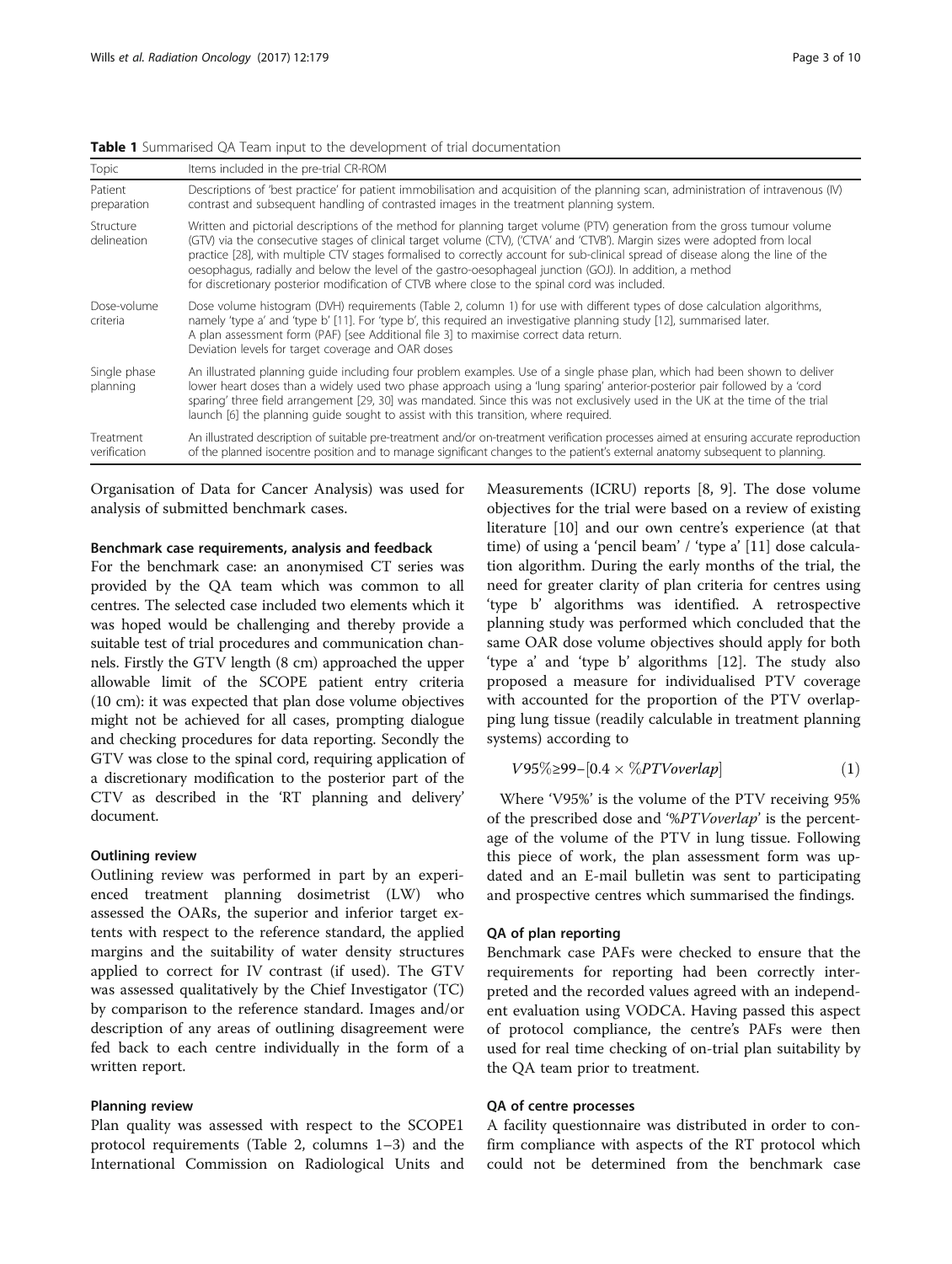**Table 1** Summarised QA Team input to the development of trial documentation

| Topic | Items included in the pre-trial CR-ROM |
| --- | --- |
| Patient preparation | Descriptions of 'best practice' for patient immobilisation and acquisition of the planning scan, administration of intravenous (IV) contrast and subsequent handling of contrasted images in the treatment planning system. |
| Structure delineation | Written and pictorial descriptions of the method for planning target volume (PTV) generation from the gross tumour volume (GTV) via the consecutive stages of clinical target volume (CTV), ('CTVA' and 'CTVB'). Margin sizes were adopted from local practice [28], with multiple CTV stages formalised to correctly account for sub-clinical spread of disease along the line of the oesophagus, radially and below the level of the gastro-oesophageal junction (GOJ). In addition, a method for discretionary posterior modification of CTVB where close to the spinal cord was included. |
| Dose-volume criteria | Dose volume histogram (DVH) requirements (Table 2, column 1) for use with different types of dose calculation algorithms, namely 'type a' and 'type b' [11]. For 'type b', this required an investigative planning study [12], summarised later. A plan assessment form (PAF) [see Additional file 3] to maximise correct data return. Deviation levels for target coverage and OAR doses |
| Single phase planning | An illustrated planning guide including four problem examples. Use of a single phase plan, which had been shown to deliver lower heart doses than a widely used two phase approach using a 'lung sparing' anterior-posterior pair followed by a 'cord sparing' three field arrangement [29, 30] was mandated. Since this was not exclusively used in the UK at the time of the trial launch [6] the planning guide sought to assist with this transition, where required. |
| Treatment verification | An illustrated description of suitable pre-treatment and/or on-treatment verification processes aimed at ensuring accurate reproduction of the planned isocentre position and to manage significant changes to the patient's external anatomy subsequent to planning. |

Organisation of Data for Cancer Analysis) was used for analysis of submitted benchmark cases.

#### Benchmark case requirements, analysis and feedback

For the benchmark case: an anonymised CT series was provided by the QA team which was common to all centres. The selected case included two elements which it was hoped would be challenging and thereby provide a suitable test of trial procedures and communication channels. Firstly the GTV length (8 cm) approached the upper allowable limit of the SCOPE patient entry criteria (10 cm): it was expected that plan dose volume objectives might not be achieved for all cases, prompting dialogue and checking procedures for data reporting. Secondly the GTV was close to the spinal cord, requiring application of a discretionary modification to the posterior part of the CTV as described in the 'RT planning and delivery' document.

#### Outlining review

Outlining review was performed in part by an experienced treatment planning dosimetrist (LW) who assessed the OARs, the superior and inferior target extents with respect to the reference standard, the applied margins and the suitability of water density structures applied to correct for IV contrast (if used). The GTV was assessed qualitatively by the Chief Investigator (TC) by comparison to the reference standard. Images and/or description of any areas of outlining disagreement were fed back to each centre individually in the form of a written report.

#### Planning review

Plan quality was assessed with respect to the SCOPE1 protocol requirements (Table 2, columns 1–3) and the International Commission on Radiological Units and Measurements (ICRU) reports [8, 9]. The dose volume objectives for the trial were based on a review of existing literature [10] and our own centre's experience (at that time) of using a 'pencil beam' / 'type a' [11] dose calculation algorithm. During the early months of the trial, the need for greater clarity of plan criteria for centres using 'type b' algorithms was identified. A retrospective planning study was performed which concluded that the same OAR dose volume objectives should apply for both 'type a' and 'type b' algorithms [12]. The study also proposed a measure for individualised PTV coverage with accounted for the proportion of the PTV overlapping lung tissue (readily calculable in treatment planning systems) according to

$$V95\% \geq 99 - [0.4 \times \%PTVoverlap] \tag{1}$$

Where 'V95%' is the volume of the PTV receiving 95% of the prescribed dose and '$\%PTVoverlap$' is the percentage of the volume of the PTV in lung tissue. Following this piece of work, the plan assessment form was updated and an E-mail bulletin was sent to participating and prospective centres which summarised the findings.

#### QA of plan reporting

Benchmark case PAFs were checked to ensure that the requirements for reporting had been correctly interpreted and the recorded values agreed with an independent evaluation using VODCA. Having passed this aspect of protocol compliance, the centre's PAFs were then used for real time checking of on-trial plan suitability by the QA team prior to treatment.

#### QA of centre processes

A facility questionnaire was distributed in order to confirm compliance with aspects of the RT protocol which could not be determined from the benchmark case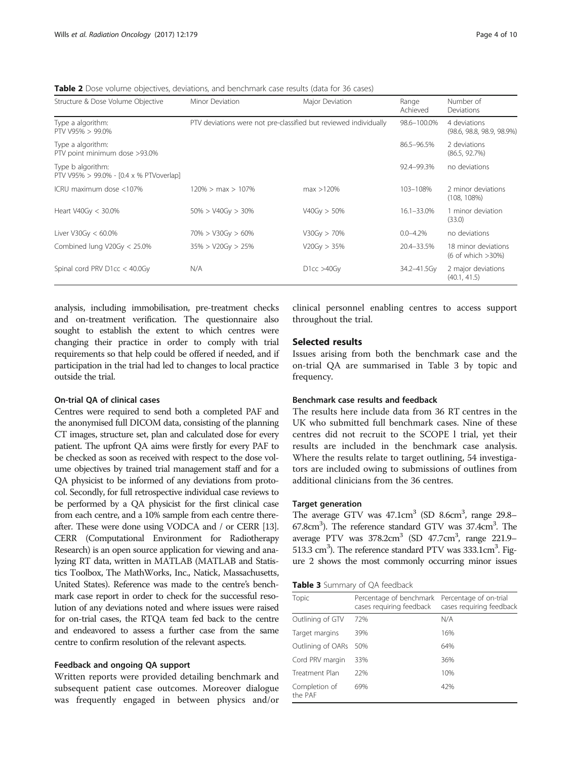**Table 2** Dose volume objectives, deviations, and benchmark case results (data for 36 cases)

| Structure & Dose Volume Objective | Minor Deviation | Major Deviation | Range Achieved | Number of Deviations |
|---|---|---|---|---|
| Type a algorithm: PTV V95% > 99.0% | PTV deviations were not pre-classified but reviewed individually | | 98.6–100.0% | 4 deviations (98.6, 98.8, 98.9, 98.9%) |
| Type a algorithm: PTV point minimum dose >93.0% | | | 86.5–96.5% | 2 deviations (86.5, 92.7%) |
| Type b algorithm: PTV V95% > 99.0% - [0.4 x % PTVoverlap] | | | 92.4–99.3% | no deviations |
| ICRU maximum dose <107% | 120% > max > 107% | max >120% | 103–108% | 2 minor deviations (108, 108%) |
| Heart V40Gy < 30.0% | 50% > V40Gy > 30% | V40Gy > 50% | 16.1–33.0% | 1 minor deviation (33.0) |
| Liver V30Gy < 60.0% | 70% > V30Gy > 60% | V30Gy > 70% | 0.0–4.2% | no deviations |
| Combined lung V20Gy < 25.0% | 35% > V20Gy > 25% | V20Gy > 35% | 20.4–33.5% | 18 minor deviations (6 of which >30%) |
| Spinal cord PRV D1cc < 40.0Gy | N/A | D1cc >40Gy | 34.2–41.5Gy | 2 major deviations (40.1, 41.5) |

analysis, including immobilisation, pre-treatment checks and on-treatment verification. The questionnaire also sought to establish the extent to which centres were changing their practice in order to comply with trial requirements so that help could be offered if needed, and if participation in the trial had led to changes to local practice outside the trial.

#### On-trial QA of clinical cases

Centres were required to send both a completed PAF and the anonymised full DICOM data, consisting of the planning CT images, structure set, plan and calculated dose for every patient. The upfront QA aims were firstly for every PAF to be checked as soon as received with respect to the dose volume objectives by trained trial management staff and for a QA physicist to be informed of any deviations from protocol. Secondly, for full retrospective individual case reviews to be performed by a QA physicist for the first clinical case from each centre, and a 10% sample from each centre thereafter. These were done using VODCA and / or CERR [13]. CERR (Computational Environment for Radiotherapy Research) is an open source application for viewing and analyzing RT data, written in MATLAB (MATLAB and Statistics Toolbox, The MathWorks, Inc., Natick, Massachusetts, United States). Reference was made to the centre's benchmark case report in order to check for the successful resolution of any deviations noted and where issues were raised for on-trial cases, the RTQA team fed back to the centre and endeavored to assess a further case from the same centre to confirm resolution of the relevant aspects.

#### Feedback and ongoing QA support

Written reports were provided detailing benchmark and subsequent patient case outcomes. Moreover dialogue was frequently engaged in between physics and/or clinical personnel enabling centres to access support throughout the trial.

## Selected results

Issues arising from both the benchmark case and the on-trial QA are summarised in Table 3 by topic and frequency.

#### Benchmark case results and feedback

The results here include data from 36 RT centres in the UK who submitted full benchmark cases. Nine of these centres did not recruit to the SCOPE I trial, yet their results are included in the benchmark case analysis. Where the results relate to target outlining, 54 investigators are included owing to submissions of outlines from additional clinicians from the 36 centres.

#### Target generation

The average GTV was 47.1cm$^3$ (SD 8.6cm$^3$, range 29.8–67.8cm$^3$). The reference standard GTV was 37.4cm$^3$. The average PTV was 378.2cm$^3$ (SD 47.7cm$^3$, range 221.9–513.3 cm$^3$). The reference standard PTV was 333.1cm$^3$. Figure 2 shows the most commonly occurring minor issues

**Table 3** Summary of QA feedback

| Topic | Percentage of benchmark cases requiring feedback | Percentage of on-trial cases requiring feedback |
|---|---|---|
| Outlining of GTV | 72% | N/A |
| Target margins | 39% | 16% |
| Outlining of OARs | 50% | 64% |
| Cord PRV margin | 33% | 36% |
| Treatment Plan | 22% | 10% |
| Completion of the PAF | 69% | 42% |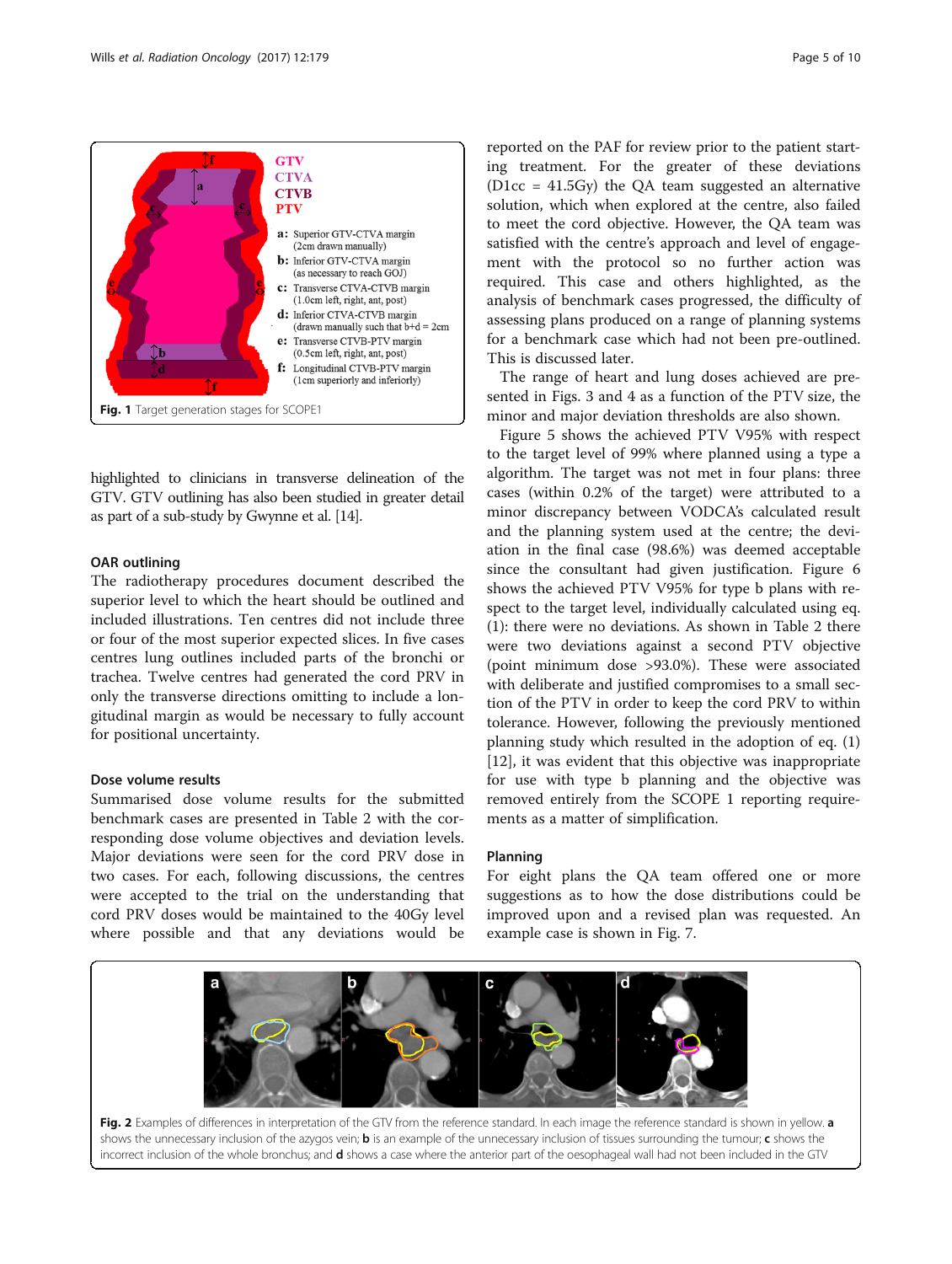Fig. 1 Target generation stages for SCOPE1

highlighted to clinicians in transverse delineation of the GTV. GTV outlining has also been studied in greater detail as part of a sub-study by Gwynne et al. [14].

### OAR outlining

The radiotherapy procedures document described the superior level to which the heart should be outlined and included illustrations. Ten centres did not include three or four of the most superior expected slices. In five cases centres lung outlines included parts of the bronchi or trachea. Twelve centres had generated the cord PRV in only the transverse directions omitting to include a longitudinal margin as would be necessary to fully account for positional uncertainty.

### Dose volume results

Summarised dose volume results for the submitted benchmark cases are presented in Table 2 with the corresponding dose volume objectives and deviation levels. Major deviations were seen for the cord PRV dose in two cases. For each, following discussions, the centres were accepted to the trial on the understanding that cord PRV doses would be maintained to the 40Gy level where possible and that any deviations would be reported on the PAF for review prior to the patient starting treatment. For the greater of these deviations (D1cc = 41.5Gy) the QA team suggested an alternative solution, which when explored at the centre, also failed to meet the cord objective. However, the QA team was satisfied with the centre's approach and level of engagement with the protocol so no further action was required. This case and others highlighted, as the analysis of benchmark cases progressed, the difficulty of assessing plans produced on a range of planning systems for a benchmark case which had not been pre-outlined. This is discussed later.

The range of heart and lung doses achieved are presented in Figs. 3 and 4 as a function of the PTV size, the minor and major deviation thresholds are also shown.

Figure 5 shows the achieved PTV V95% with respect to the target level of 99% where planned using a type a algorithm. The target was not met in four plans: three cases (within 0.2% of the target) were attributed to a minor discrepancy between VODCA's calculated result and the planning system used at the centre; the deviation in the final case (98.6%) was deemed acceptable since the consultant had given justification. Figure 6 shows the achieved PTV V95% for type b plans with respect to the target level, individually calculated using eq. (1): there were no deviations. As shown in Table 2 there were two deviations against a second PTV objective (point minimum dose >93.0%). These were associated with deliberate and justified compromises to a small section of the PTV in order to keep the cord PRV to within tolerance. However, following the previously mentioned planning study which resulted in the adoption of eq. (1) [12], it was evident that this objective was inappropriate for use with type b planning and the objective was removed entirely from the SCOPE 1 reporting requirements as a matter of simplification.

### Planning

For eight plans the QA team offered one or more suggestions as to how the dose distributions could be improved upon and a revised plan was requested. An example case is shown in Fig. 7.

**Fig. 2** Examples of differences in interpretation of the GTV from the reference standard. In each image the reference standard is shown in yellow. **a** shows the unnecessary inclusion of the azygos vein; **b** is an example of the unnecessary inclusion of tissues surrounding the tumour; **c** shows the incorrect inclusion of the whole bronchus; and **d** shows a case where the anterior part of the oesophageal wall had not been included in the GTV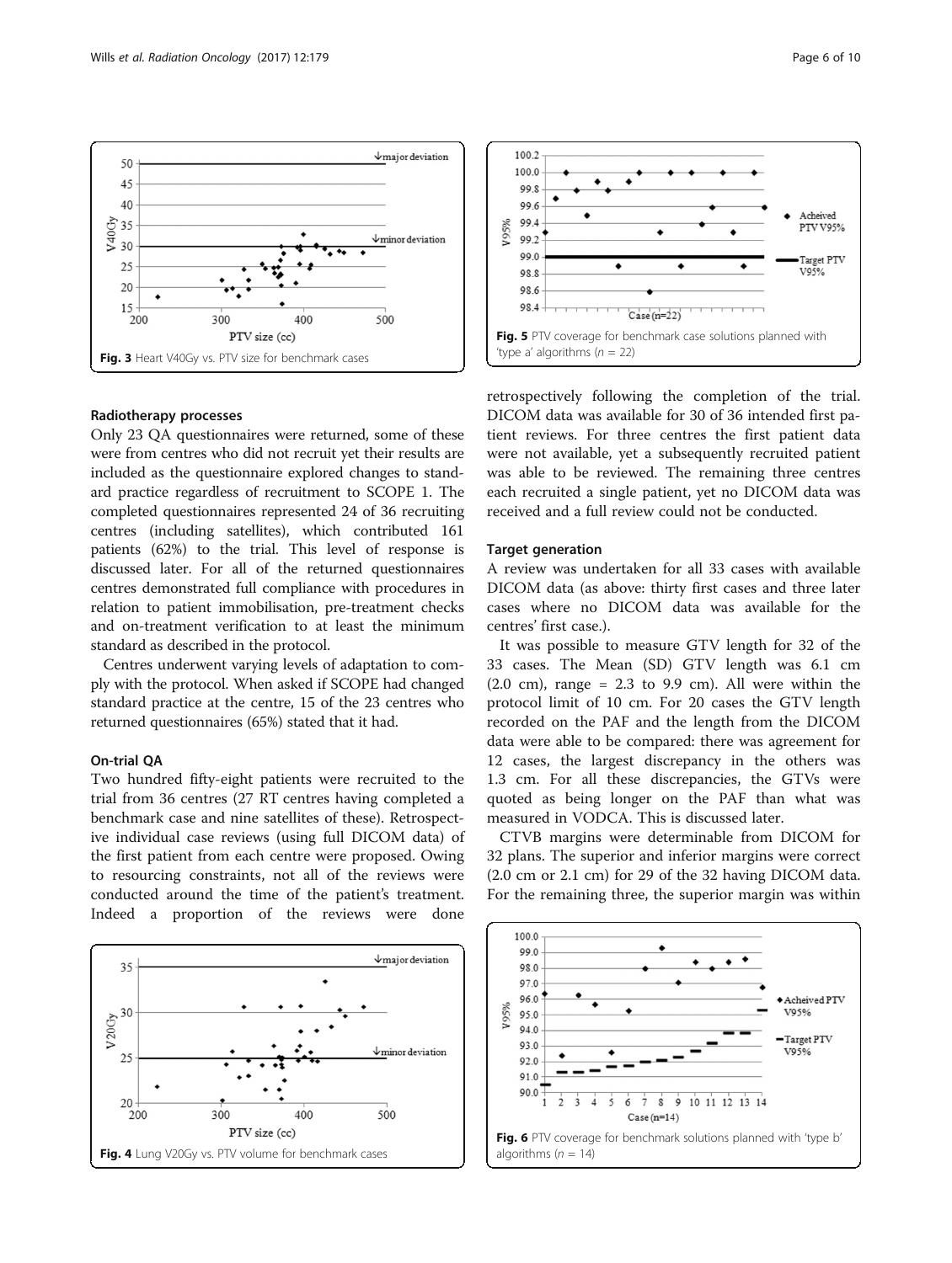Fig. 3 Heart V40Gy vs. PTV size for benchmark cases

Fig. 5 PTV coverage for benchmark case solutions planned with 'type a' algorithms ($n = 22$)

### Radiotherapy processes

Only 23 QA questionnaires were returned, some of these were from centres who did not recruit yet their results are included as the questionnaire explored changes to standard practice regardless of recruitment to SCOPE 1. The completed questionnaires represented 24 of 36 recruiting centres (including satellites), which contributed 161 patients (62%) to the trial. This level of response is discussed later. For all of the returned questionnaires centres demonstrated full compliance with procedures in relation to patient immobilisation, pre-treatment checks and on-treatment verification to at least the minimum standard as described in the protocol.

Centres underwent varying levels of adaptation to comply with the protocol. When asked if SCOPE had changed standard practice at the centre, 15 of the 23 centres who returned questionnaires (65%) stated that it had.

### On-trial QA

Two hundred fifty-eight patients were recruited to the trial from 36 centres (27 RT centres having completed a benchmark case and nine satellites of these). Retrospective individual case reviews (using full DICOM data) of the first patient from each centre were proposed. Owing to resourcing constraints, not all of the reviews were conducted around the time of the patient's treatment. Indeed a proportion of the reviews were done retrospectively following the completion of the trial. DICOM data was available for 30 of 36 intended first patient reviews. For three centres the first patient data were not available, yet a subsequently recruited patient was able to be reviewed. The remaining three centres each recruited a single patient, yet no DICOM data was received and a full review could not be conducted.

Fig. 4 Lung V20Gy vs. PTV volume for benchmark cases

### Target generation

A review was undertaken for all 33 cases with available DICOM data (as above: thirty first cases and three later cases where no DICOM data was available for the centres' first case.).

It was possible to measure GTV length for 32 of the 33 cases. The Mean (SD) GTV length was 6.1 cm (2.0 cm), range = 2.3 to 9.9 cm). All were within the protocol limit of 10 cm. For 20 cases the GTV length recorded on the PAF and the length from the DICOM data were able to be compared: there was agreement for 12 cases, the largest discrepancy in the others was 1.3 cm. For all these discrepancies, the GTVs were quoted as being longer on the PAF than what was measured in VODCA. This is discussed later.

CTVB margins were determinable from DICOM for 32 plans. The superior and inferior margins were correct (2.0 cm or 2.1 cm) for 29 of the 32 having DICOM data. For the remaining three, the superior margin was within

Fig. 6 PTV coverage for benchmark solutions planned with 'type b' algorithms ($n = 14$)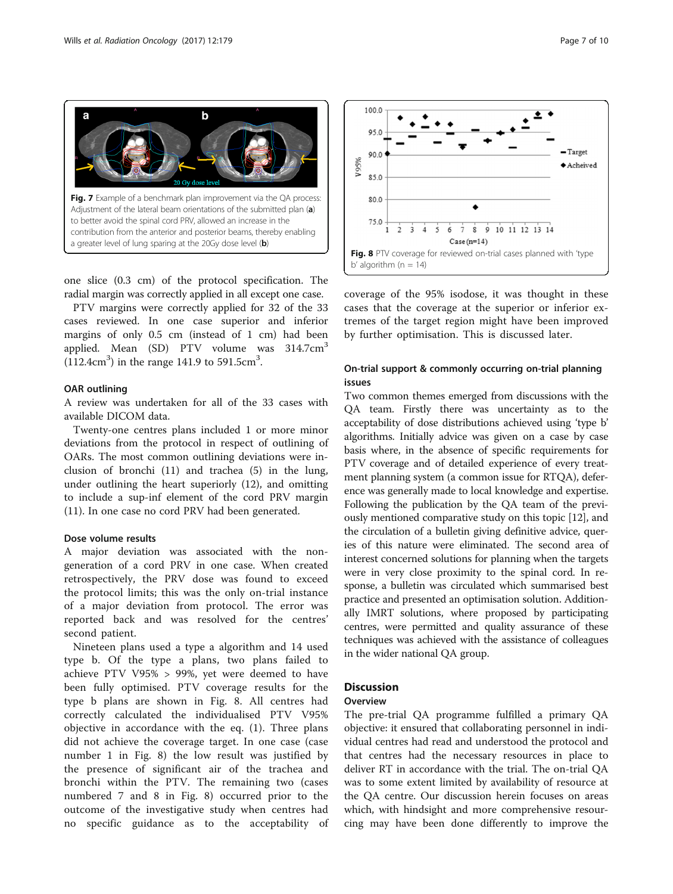Fig. 7 Example of a benchmark plan improvement via the QA process: Adjustment of the lateral beam orientations of the submitted plan (**a**) to better avoid the spinal cord PRV, allowed an increase in the contribution from the anterior and posterior beams, thereby enabling a greater level of lung sparing at the 20Gy dose level (**b**)

one slice (0.3 cm) of the protocol specification. The radial margin was correctly applied in all except one case.

PTV margins were correctly applied for 32 of the 33 cases reviewed. In one case superior and inferior margins of only 0.5 cm (instead of 1 cm) had been applied. Mean (SD) PTV volume was 314.7cm$^3$ (112.4cm$^3$) in the range 141.9 to 591.5cm$^3$.

### OAR outlining

A review was undertaken for all of the 33 cases with available DICOM data.

Twenty-one centres plans included 1 or more minor deviations from the protocol in respect of outlining of OARs. The most common outlining deviations were inclusion of bronchi (11) and trachea (5) in the lung, under outlining the heart superiorly (12), and omitting to include a sup-inf element of the cord PRV margin (11). In one case no cord PRV had been generated.

### Dose volume results

A major deviation was associated with the non-generation of a cord PRV in one case. When created retrospectively, the PRV dose was found to exceed the protocol limits; this was the only on-trial instance of a major deviation from protocol. The error was reported back and was resolved for the centres' second patient.

Nineteen plans used a type a algorithm and 14 used type b. Of the type a plans, two plans failed to achieve PTV V95% > 99%, yet were deemed to have been fully optimised. PTV coverage results for the type b plans are shown in Fig. 8. All centres had correctly calculated the individualised PTV V95% objective in accordance with the eq. (1). Three plans did not achieve the coverage target. In one case (case number 1 in Fig. 8) the low result was justified by the presence of significant air of the trachea and bronchi within the PTV. The remaining two (cases numbered 7 and 8 in Fig. 8) occurred prior to the outcome of the investigative study when centres had no specific guidance as to the acceptability of

Fig. 8 PTV coverage for reviewed on-trial cases planned with 'type b' algorithm (n = 14)

coverage of the 95% isodose, it was thought in these cases that the coverage at the superior or inferior extremes of the target region might have been improved by further optimisation. This is discussed later.

### On-trial support & commonly occurring on-trial planning issues

Two common themes emerged from discussions with the QA team. Firstly there was uncertainty as to the acceptability of dose distributions achieved using 'type b' algorithms. Initially advice was given on a case by case basis where, in the absence of specific requirements for PTV coverage and of detailed experience of every treatment planning system (a common issue for RTQA), deference was generally made to local knowledge and expertise. Following the publication by the QA team of the previously mentioned comparative study on this topic [12], and the circulation of a bulletin giving definitive advice, queries of this nature were eliminated. The second area of interest concerned solutions for planning when the targets were in very close proximity to the spinal cord. In response, a bulletin was circulated which summarised best practice and presented an optimisation solution. Additionally IMRT solutions, where proposed by participating centres, were permitted and quality assurance of these techniques was achieved with the assistance of colleagues in the wider national QA group.

## Discussion

### Overview

The pre-trial QA programme fulfilled a primary QA objective: it ensured that collaborating personnel in individual centres had read and understood the protocol and that centres had the necessary resources in place to deliver RT in accordance with the trial. The on-trial QA was to some extent limited by availability of resource at the QA centre. Our discussion herein focuses on areas which, with hindsight and more comprehensive resourcing may have been done differently to improve the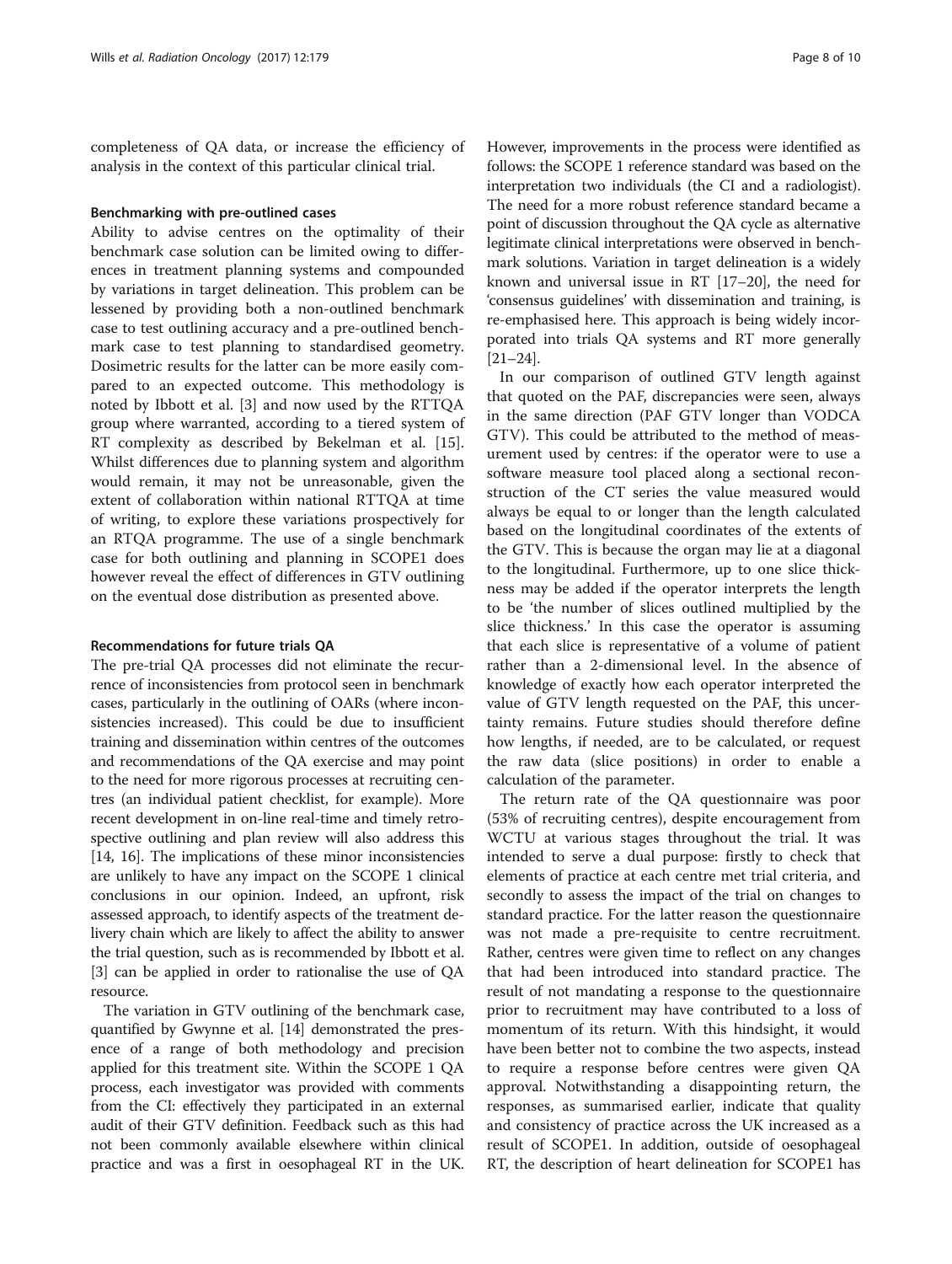completeness of QA data, or increase the efficiency of analysis in the context of this particular clinical trial.

### Benchmarking with pre-outlined cases

Ability to advise centres on the optimality of their benchmark case solution can be limited owing to differences in treatment planning systems and compounded by variations in target delineation. This problem can be lessened by providing both a non-outlined benchmark case to test outlining accuracy and a pre-outlined benchmark case to test planning to standardised geometry. Dosimetric results for the latter can be more easily compared to an expected outcome. This methodology is noted by Ibbott et al. [3] and now used by the RTTQA group where warranted, according to a tiered system of RT complexity as described by Bekelman et al. [15]. Whilst differences due to planning system and algorithm would remain, it may not be unreasonable, given the extent of collaboration within national RTTQA at time of writing, to explore these variations prospectively for an RTQA programme. The use of a single benchmark case for both outlining and planning in SCOPE1 does however reveal the effect of differences in GTV outlining on the eventual dose distribution as presented above.

### Recommendations for future trials QA

The pre-trial QA processes did not eliminate the recurrence of inconsistencies from protocol seen in benchmark cases, particularly in the outlining of OARs (where inconsistencies increased). This could be due to insufficient training and dissemination within centres of the outcomes and recommendations of the QA exercise and may point to the need for more rigorous processes at recruiting centres (an individual patient checklist, for example). More recent development in on-line real-time and timely retrospective outlining and plan review will also address this [14, 16]. The implications of these minor inconsistencies are unlikely to have any impact on the SCOPE 1 clinical conclusions in our opinion. Indeed, an upfront, risk assessed approach, to identify aspects of the treatment delivery chain which are likely to affect the ability to answer the trial question, such as is recommended by Ibbott et al. [3] can be applied in order to rationalise the use of QA resource.

The variation in GTV outlining of the benchmark case, quantified by Gwynne et al. [14] demonstrated the presence of a range of both methodology and precision applied for this treatment site. Within the SCOPE 1 QA process, each investigator was provided with comments from the CI: effectively they participated in an external audit of their GTV definition. Feedback such as this had not been commonly available elsewhere within clinical practice and was a first in oesophageal RT in the UK. However, improvements in the process were identified as follows: the SCOPE 1 reference standard was based on the interpretation two individuals (the CI and a radiologist). The need for a more robust reference standard became a point of discussion throughout the QA cycle as alternative legitimate clinical interpretations were observed in benchmark solutions. Variation in target delineation is a widely known and universal issue in RT [17–20], the need for 'consensus guidelines' with dissemination and training, is re-emphasised here. This approach is being widely incorporated into trials QA systems and RT more generally [21–24].

In our comparison of outlined GTV length against that quoted on the PAF, discrepancies were seen, always in the same direction (PAF GTV longer than VODCA GTV). This could be attributed to the method of measurement used by centres: if the operator were to use a software measure tool placed along a sectional reconstruction of the CT series the value measured would always be equal to or longer than the length calculated based on the longitudinal coordinates of the extents of the GTV. This is because the organ may lie at a diagonal to the longitudinal. Furthermore, up to one slice thickness may be added if the operator interprets the length to be 'the number of slices outlined multiplied by the slice thickness.' In this case the operator is assuming that each slice is representative of a volume of patient rather than a 2-dimensional level. In the absence of knowledge of exactly how each operator interpreted the value of GTV length requested on the PAF, this uncertainty remains. Future studies should therefore define how lengths, if needed, are to be calculated, or request the raw data (slice positions) in order to enable a calculation of the parameter.

The return rate of the QA questionnaire was poor (53% of recruiting centres), despite encouragement from WCTU at various stages throughout the trial. It was intended to serve a dual purpose: firstly to check that elements of practice at each centre met trial criteria, and secondly to assess the impact of the trial on changes to standard practice. For the latter reason the questionnaire was not made a pre-requisite to centre recruitment. Rather, centres were given time to reflect on any changes that had been introduced into standard practice. The result of not mandating a response to the questionnaire prior to recruitment may have contributed to a loss of momentum of its return. With this hindsight, it would have been better not to combine the two aspects, instead to require a response before centres were given QA approval. Notwithstanding a disappointing return, the responses, as summarised earlier, indicate that quality and consistency of practice across the UK increased as a result of SCOPE1. In addition, outside of oesophageal RT, the description of heart delineation for SCOPE1 has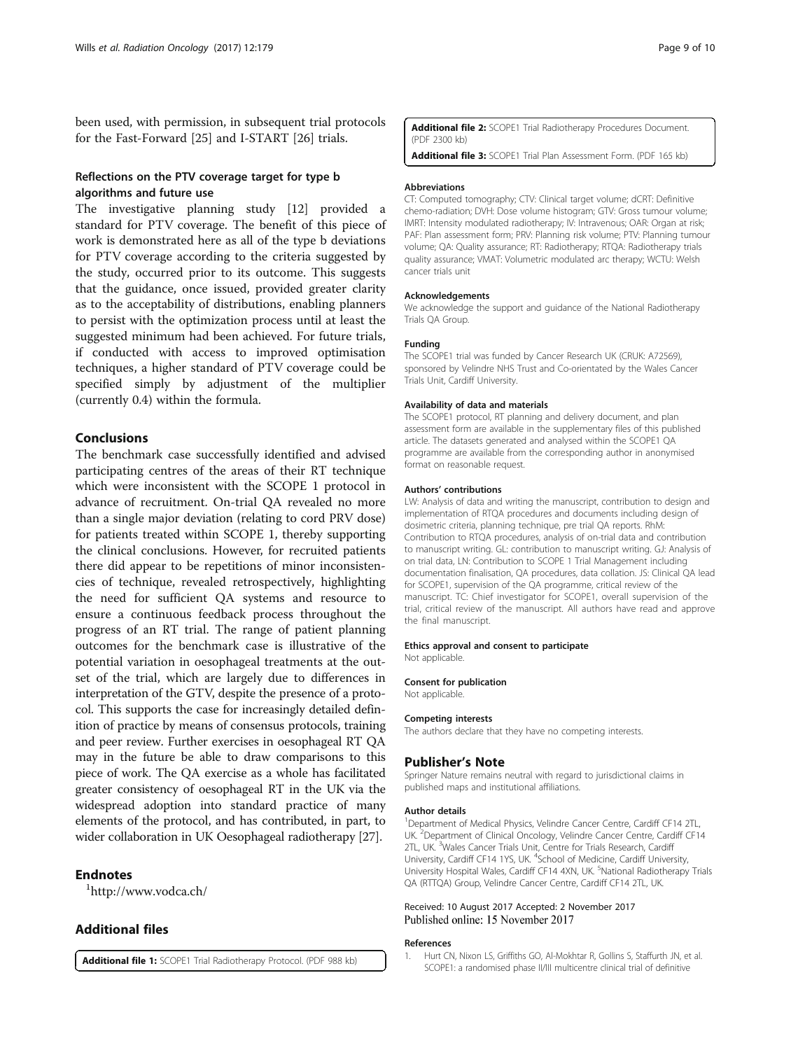been used, with permission, in subsequent trial protocols for the Fast-Forward [25] and I-START [26] trials.

### Reflections on the PTV coverage target for type b algorithms and future use

The investigative planning study [12] provided a standard for PTV coverage. The benefit of this piece of work is demonstrated here as all of the type b deviations for PTV coverage according to the criteria suggested by the study, occurred prior to its outcome. This suggests that the guidance, once issued, provided greater clarity as to the acceptability of distributions, enabling planners to persist with the optimization process until at least the suggested minimum had been achieved. For future trials, if conducted with access to improved optimisation techniques, a higher standard of PTV coverage could be specified simply by adjustment of the multiplier (currently 0.4) within the formula.

## Conclusions

The benchmark case successfully identified and advised participating centres of the areas of their RT technique which were inconsistent with the SCOPE 1 protocol in advance of recruitment. On-trial QA revealed no more than a single major deviation (relating to cord PRV dose) for patients treated within SCOPE 1, thereby supporting the clinical conclusions. However, for recruited patients there did appear to be repetitions of minor inconsistencies of technique, revealed retrospectively, highlighting the need for sufficient QA systems and resource to ensure a continuous feedback process throughout the progress of an RT trial. The range of patient planning outcomes for the benchmark case is illustrative of the potential variation in oesophageal treatments at the outset of the trial, which are largely due to differences in interpretation of the GTV, despite the presence of a protocol. This supports the case for increasingly detailed definition of practice by means of consensus protocols, training and peer review. Further exercises in oesophageal RT QA may in the future be able to draw comparisons to this piece of work. The QA exercise as a whole has facilitated greater consistency of oesophageal RT in the UK via the widespread adoption into standard practice of many elements of the protocol, and has contributed, in part, to wider collaboration in UK Oesophageal radiotherapy [27].

## Endnotes

[1]http://www.vodca.ch/

## Additional files

**Additional file 1:** SCOPE1 Trial Radiotherapy Protocol. (PDF 988 kb)

**Additional file 2:** SCOPE1 Trial Radiotherapy Procedures Document. (PDF 2300 kb)

**Additional file 3:** SCOPE1 Trial Plan Assessment Form. (PDF 165 kb)

#### Abbreviations

CT: Computed tomography; CTV: Clinical target volume; dCRT: Definitive chemo-radiation; DVH: Dose volume histogram; GTV: Gross tumour volume; IMRT: Intensity modulated radiotherapy; IV: Intravenous; OAR: Organ at risk; PAF: Plan assessment form; PRV: Planning risk volume; PTV: Planning tumour volume; QA: Quality assurance; RT: Radiotherapy; RTQA: Radiotherapy trials quality assurance; VMAT: Volumetric modulated arc therapy; WCTU: Welsh cancer trials unit

#### Acknowledgements

We acknowledge the support and guidance of the National Radiotherapy Trials QA Group.

#### Funding

The SCOPE1 trial was funded by Cancer Research UK (CRUK: A72569), sponsored by Velindre NHS Trust and Co-orientated by the Wales Cancer Trials Unit, Cardiff University.

#### Availability of data and materials

The SCOPE1 protocol, RT planning and delivery document, and plan assessment form are available in the supplementary files of this published article. The datasets generated and analysed within the SCOPE1 QA programme are available from the corresponding author in anonymised format on reasonable request.

#### Authors' contributions

LW: Analysis of data and writing the manuscript, contribution to design and implementation of RTQA procedures and documents including design of dosimetric criteria, planning technique, pre trial QA reports. RhM: Contribution to RTQA procedures, analysis of on-trial data and contribution to manuscript writing. GL: contribution to manuscript writing. GJ: Analysis of on trial data, LN: Contribution to SCOPE 1 Trial Management including documentation finalisation, QA procedures, data collation. JS: Clinical QA lead for SCOPE1, supervision of the QA programme, critical review of the manuscript. TC: Chief investigator for SCOPE1, overall supervision of the trial, critical review of the manuscript. All authors have read and approve the final manuscript.

#### Ethics approval and consent to participate

Not applicable.

#### Consent for publication

Not applicable.

#### Competing interests

The authors declare that they have no competing interests.

## Publisher's Note

Springer Nature remains neutral with regard to jurisdictional claims in published maps and institutional affiliations.

#### Author details

[1]Department of Medical Physics, Velindre Cancer Centre, Cardiff CF14 2TL, UK. [2]Department of Clinical Oncology, Velindre Cancer Centre, Cardiff CF14 2TL, UK. [3]Wales Cancer Trials Unit, Centre for Trials Research, Cardiff University, Cardiff CF14 1YS, UK. [4]School of Medicine, Cardiff University, University Hospital Wales, Cardiff CF14 4XN, UK. [5]National Radiotherapy Trials QA (RTTQA) Group, Velindre Cancer Centre, Cardiff CF14 2TL, UK.

Received: 10 August 2017 Accepted: 2 November 2017
Published online: 15 November 2017

#### References

1. Hurt CN, Nixon LS, Griffiths GO, Al-Mokhtar R, Gollins S, Staffurth JN, et al. SCOPE1: a randomised phase II/III multicentre clinical trial of definitive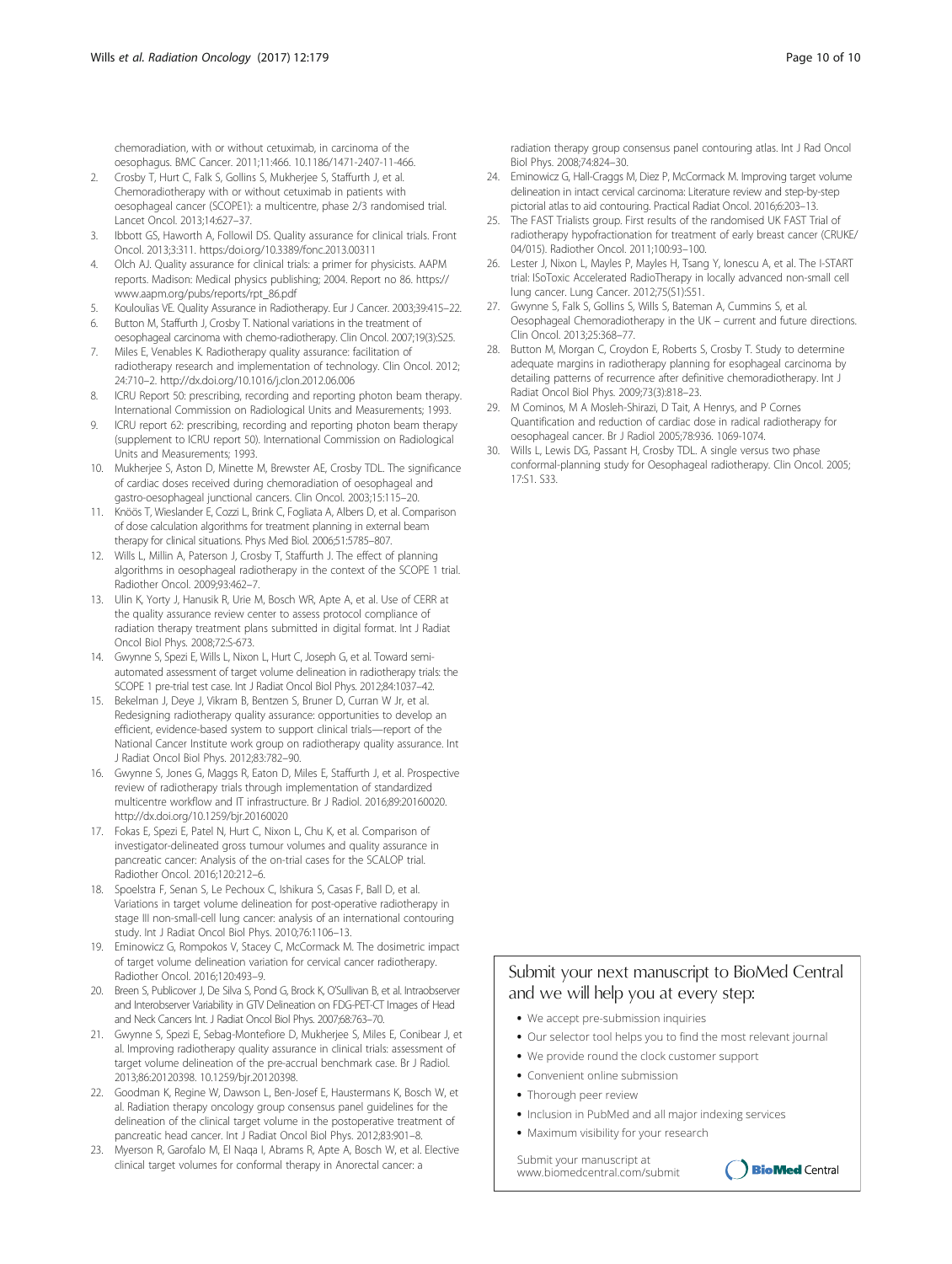chemoradiation, with or without cetuximab, in carcinoma of the oesophagus. BMC Cancer. 2011;11:466. 10.1186/1471-2407-11-466.

2. Crosby T, Hurt C, Falk S, Gollins S, Mukherjee S, Staffurth J, et al. Chemoradiotherapy with or without cetuximab in patients with oesophageal cancer (SCOPE1): a multicentre, phase 2/3 randomised trial. Lancet Oncol. 2013;14:627–37.
3. Ibbott GS, Haworth A, Followil DS. Quality assurance for clinical trials. Front Oncol. 2013;3:311. https://doi.org/10.3389/fonc.2013.00311
4. Olch AJ. Quality assurance for clinical trials: a primer for physicists. AAPM reports. Madison: Medical physics publishing; 2004. Report no 86. https://www.aapm.org/pubs/reports/rpt_86.pdf
5. Kouloulias VE. Quality Assurance in Radiotherapy. Eur J Cancer. 2003;39:415–22.
6. Button M, Staffurth J, Crosby T. National variations in the treatment of oesophageal carcinoma with chemo-radiotherapy. Clin Oncol. 2007;19(3):S25.
7. Miles E, Venables K. Radiotherapy quality assurance: facilitation of radiotherapy research and implementation of technology. Clin Oncol. 2012; 24:710–2. http://dx.doi.org/10.1016/j.clon.2012.06.006
8. ICRU Report 50: prescribing, recording and reporting photon beam therapy. International Commission on Radiological Units and Measurements; 1993.
9. ICRU report 62: prescribing, recording and reporting photon beam therapy (supplement to ICRU report 50). International Commission on Radiological Units and Measurements; 1993.
10. Mukherjee S, Aston D, Minette M, Brewster AE, Crosby TDL. The significance of cardiac doses received during chemoradiation of oesophageal and gastro-oesophageal junctional cancers. Clin Oncol. 2003;15:115–20.
11. Knöös T, Wieslander E, Cozzi L, Brink C, Fogliata A, Albers D, et al. Comparison of dose calculation algorithms for treatment planning in external beam therapy for clinical situations. Phys Med Biol. 2006;51:5785–807.
12. Wills L, Millin A, Paterson J, Crosby T, Staffurth J. The effect of planning algorithms in oesophageal radiotherapy in the context of the SCOPE 1 trial. Radiother Oncol. 2009;93:462–7.
13. Ulin K, Yorty J, Hanusik R, Urie M, Bosch WR, Apte A, et al. Use of CERR at the quality assurance review center to assess protocol compliance of radiation therapy treatment plans submitted in digital format. Int J Radiat Oncol Biol Phys. 2008;72:S-673.
14. Gwynne S, Spezi E, Wills L, Nixon L, Hurt C, Joseph G, et al. Toward semi-automated assessment of target volume delineation in radiotherapy trials: the SCOPE 1 pre-trial test case. Int J Radiat Oncol Biol Phys. 2012;84:1037–42.
15. Bekelman J, Deye J, Vikram B, Bentzen S, Bruner D, Curran W Jr, et al. Redesigning radiotherapy quality assurance: opportunities to develop an efficient, evidence-based system to support clinical trials—report of the National Cancer Institute work group on radiotherapy quality assurance. Int J Radiat Oncol Biol Phys. 2012;83:782–90.
16. Gwynne S, Jones G, Maggs R, Eaton D, Miles E, Staffurth J, et al. Prospective review of radiotherapy trials through implementation of standardized multicentre workflow and IT infrastructure. Br J Radiol. 2016;89:20160020. http://dx.doi.org/10.1259/bjr.20160020
17. Fokas E, Spezi E, Patel N, Hurt C, Nixon L, Chu K, et al. Comparison of investigator-delineated gross tumour volumes and quality assurance in pancreatic cancer: Analysis of the on-trial cases for the SCALOP trial. Radiother Oncol. 2016;120:212–6.
18. Spoelstra F, Senan S, Le Pechoux C, Ishikura S, Casas F, Ball D, et al. Variations in target volume delineation for post-operative radiotherapy in stage III non-small-cell lung cancer: analysis of an international contouring study. Int J Radiat Oncol Biol Phys. 2010;76:1106–13.
19. Eminowicz G, Rompokos V, Stacey C, McCormack M. The dosimetric impact of target volume delineation variation for cervical cancer radiotherapy. Radiother Oncol. 2016;120:493–9.
20. Breen S, Publicover J, De Silva S, Pond G, Brock K, O'Sullivan B, et al. Intraobserver and Interobserver Variability in GTV Delineation on FDG-PET-CT Images of Head and Neck Cancers Int. J Radiat Oncol Biol Phys. 2007;68:763–70.
21. Gwynne S, Spezi E, Sebag-Montefiore D, Mukherjee S, Miles E, Conibear J, et al. Improving radiotherapy quality assurance in clinical trials: assessment of target volume delineation of the pre-accrual benchmark case. Br J Radiol. 2013;86:20120398. 10.1259/bjr.20120398.
22. Goodman K, Regine W, Dawson L, Ben-Josef E, Haustermans K, Bosch W, et al. Radiation therapy oncology group consensus panel guidelines for the delineation of the clinical target volume in the postoperative treatment of pancreatic head cancer. Int J Radiat Oncol Biol Phys. 2012;83:901–8.
23. Myerson R, Garofalo M, El Naqa I, Abrams R, Apte A, Bosch W, et al. Elective clinical target volumes for conformal therapy in Anorectal cancer: a radiation therapy group consensus panel contouring atlas. Int J Rad Oncol Biol Phys. 2008;74:824–30.
24. Eminowicz G, Hall-Craggs M, Diez P, McCormack M. Improving target volume delineation in intact cervical carcinoma: Literature review and step-by-step pictorial atlas to aid contouring. Practical Radiat Oncol. 2016;6:203–13.
25. The FAST Trialists group. First results of the randomised UK FAST Trial of radiotherapy hypofractionation for treatment of early breast cancer (CRUKE/04/015). Radiother Oncol. 2011;100:93–100.
26. Lester J, Nixon L, Mayles P, Mayles H, Tsang Y, Ionescu A, et al. The I-START trial: ISoToxic Accelerated RadioTherapy in locally advanced non-small cell lung cancer. Lung Cancer. 2012;75(S1):S51.
27. Gwynne S, Falk S, Gollins S, Wills S, Bateman A, Cummins S, et al. Oesophageal Chemoradiotherapy in the UK – current and future directions. Clin Oncol. 2013;25:368–77.
28. Button M, Morgan C, Croydon E, Roberts S, Crosby T. Study to determine adequate margins in radiotherapy planning for esophageal carcinoma by detailing patterns of recurrence after definitive chemoradiotherapy. Int J Radiat Oncol Biol Phys. 2009;73(3):818–23.
29. M Cominos, M A Mosleh-Shirazi, D Tait, A Henrys, and P Cornes Quantification and reduction of cardiac dose in radical radiotherapy for oesophageal cancer. Br J Radiol 2005;78:936. 1069-1074.
30. Wills L, Lewis DG, Passant H, Crosby TDL. A single versus two phase conformal-planning study for Oesophageal radiotherapy. Clin Oncol. 2005; 17:S1. S33.

Submit your next manuscript to BioMed Central and we will help you at every step:

- We accept pre-submission inquiries
- Our selector tool helps you to find the most relevant journal
- We provide round the clock customer support
- Convenient online submission
- Thorough peer review
- Inclusion in PubMed and all major indexing services
- Maximum visibility for your research

Submit your manuscript at www.biomedcentral.com/submit

BioMed Central